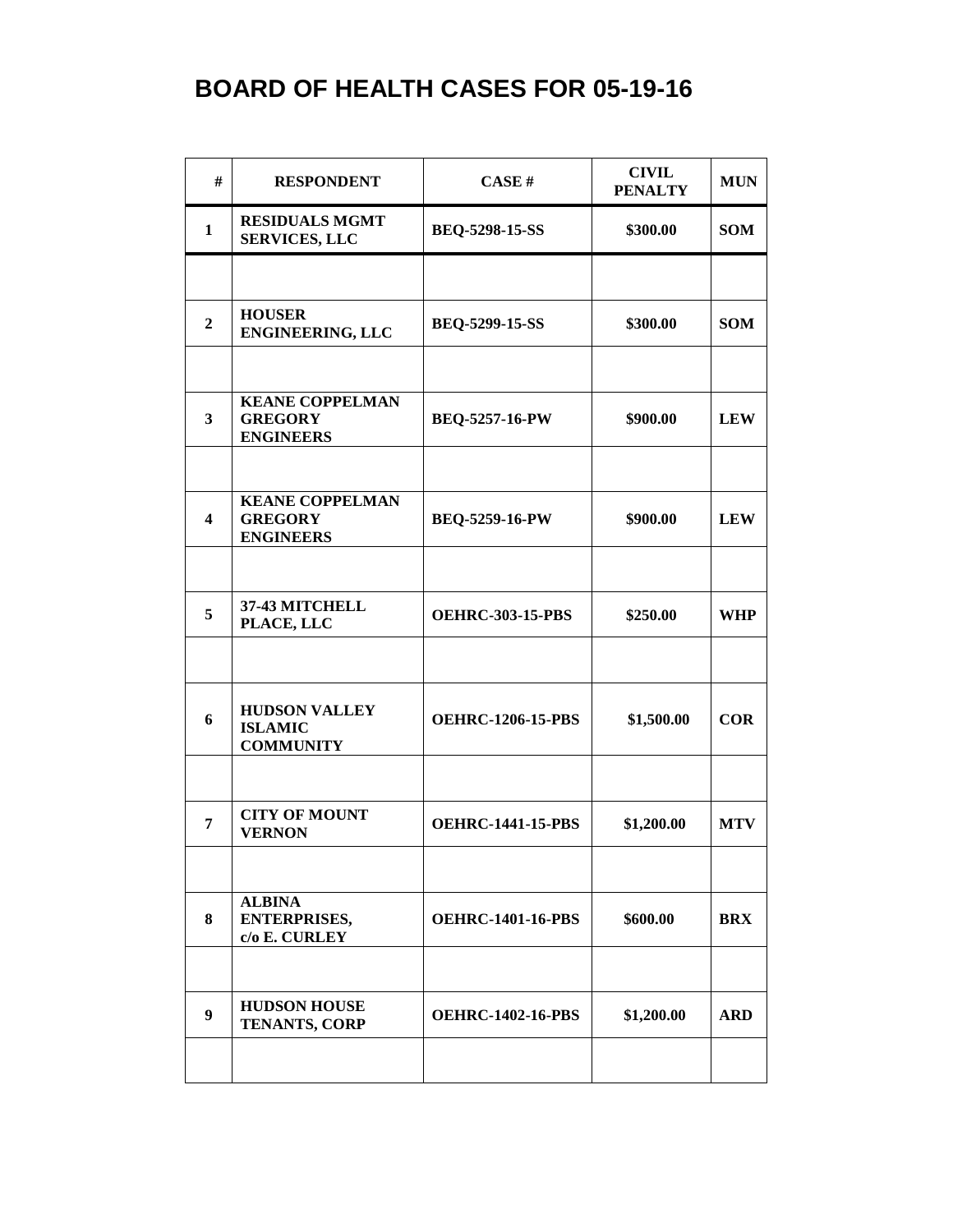# BOARD OF HEALTH CASES FOR 05-19-16

| # | RESPONDENT | CASE # | CIVIL PENALTY | MUN |
|---|---|---|---|---|
| 1 | RESIDUALS MGMT SERVICES, LLC | BEQ-5298-15-SS | $300.00 | SOM |
| | | | | |
| 2 | HOUSER ENGINEERING, LLC | BEQ-5299-15-SS | $300.00 | SOM |
| | | | | |
| 3 | KEANE COPPELMAN GREGORY ENGINEERS | BEQ-5257-16-PW | $900.00 | LEW |
| | | | | |
| 4 | KEANE COPPELMAN GREGORY ENGINEERS | BEQ-5259-16-PW | $900.00 | LEW |
| | | | | |
| 5 | 37-43 MITCHELL PLACE, LLC | OEHRC-303-15-PBS | $250.00 | WHP |
| | | | | |
| 6 | HUDSON VALLEY ISLAMIC COMMUNITY | OEHRC-1206-15-PBS | $1,500.00 | COR |
| | | | | |
| 7 | CITY OF MOUNT VERNON | OEHRC-1441-15-PBS | $1,200.00 | MTV |
| | | | | |
| 8 | ALBINA ENTERPRISES, c/o E. CURLEY | OEHRC-1401-16-PBS | $600.00 | BRX |
| | | | | |
| 9 | HUDSON HOUSE TENANTS, CORP | OEHRC-1402-16-PBS | $1,200.00 | ARD |
| | | | | |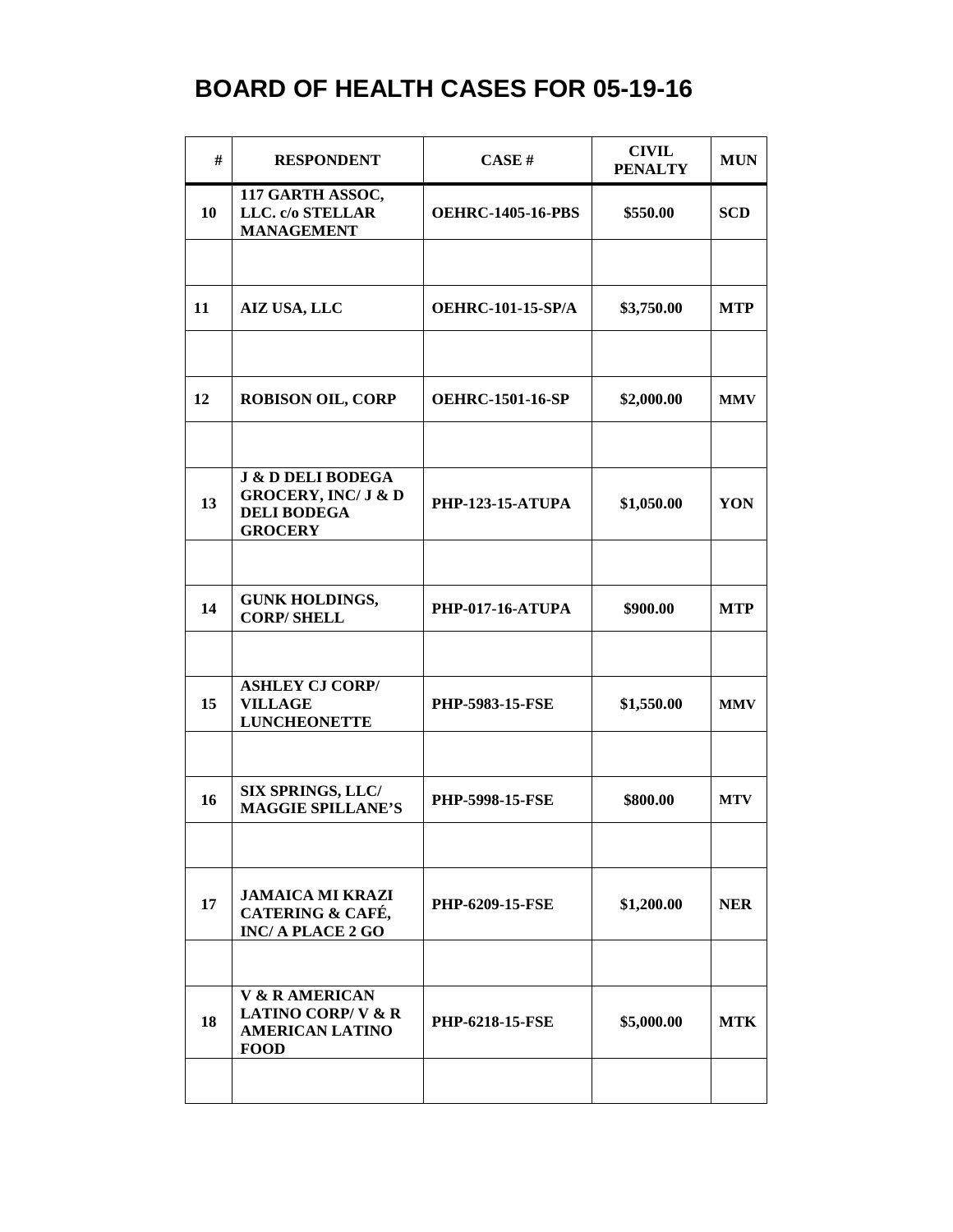# BOARD OF HEALTH CASES FOR 05-19-16

| # | RESPONDENT | CASE # | CIVIL PENALTY | MUN |
|---|---|---|---|---|
| 10 | 117 GARTH ASSOC, LLC. c/o STELLAR MANAGEMENT | OEHRC-1405-16-PBS | $550.00 | SCD |
| | | | | |
| 11 | AIZ USA, LLC | OEHRC-101-15-SP/A | $3,750.00 | MTP |
| | | | | |
| 12 | ROBISON OIL, CORP | OEHRC-1501-16-SP | $2,000.00 | MMV |
| | | | | |
| 13 | J & D DELI BODEGA GROCERY, INC/ J & D DELI BODEGA GROCERY | PHP-123-15-ATUPA | $1,050.00 | YON |
| | | | | |
| 14 | GUNK HOLDINGS, CORP/ SHELL | PHP-017-16-ATUPA | $900.00 | MTP |
| | | | | |
| 15 | ASHLEY CJ CORP/ VILLAGE LUNCHEONETTE | PHP-5983-15-FSE | $1,550.00 | MMV |
| | | | | |
| 16 | SIX SPRINGS, LLC/ MAGGIE SPILLANE'S | PHP-5998-15-FSE | $800.00 | MTV |
| | | | | |
| 17 | JAMAICA MI KRAZI CATERING & CAFÉ, INC/ A PLACE 2 GO | PHP-6209-15-FSE | $1,200.00 | NER |
| | | | | |
| 18 | V & R AMERICAN LATINO CORP/ V & R AMERICAN LATINO FOOD | PHP-6218-15-FSE | $5,000.00 | MTK |
| | | | | |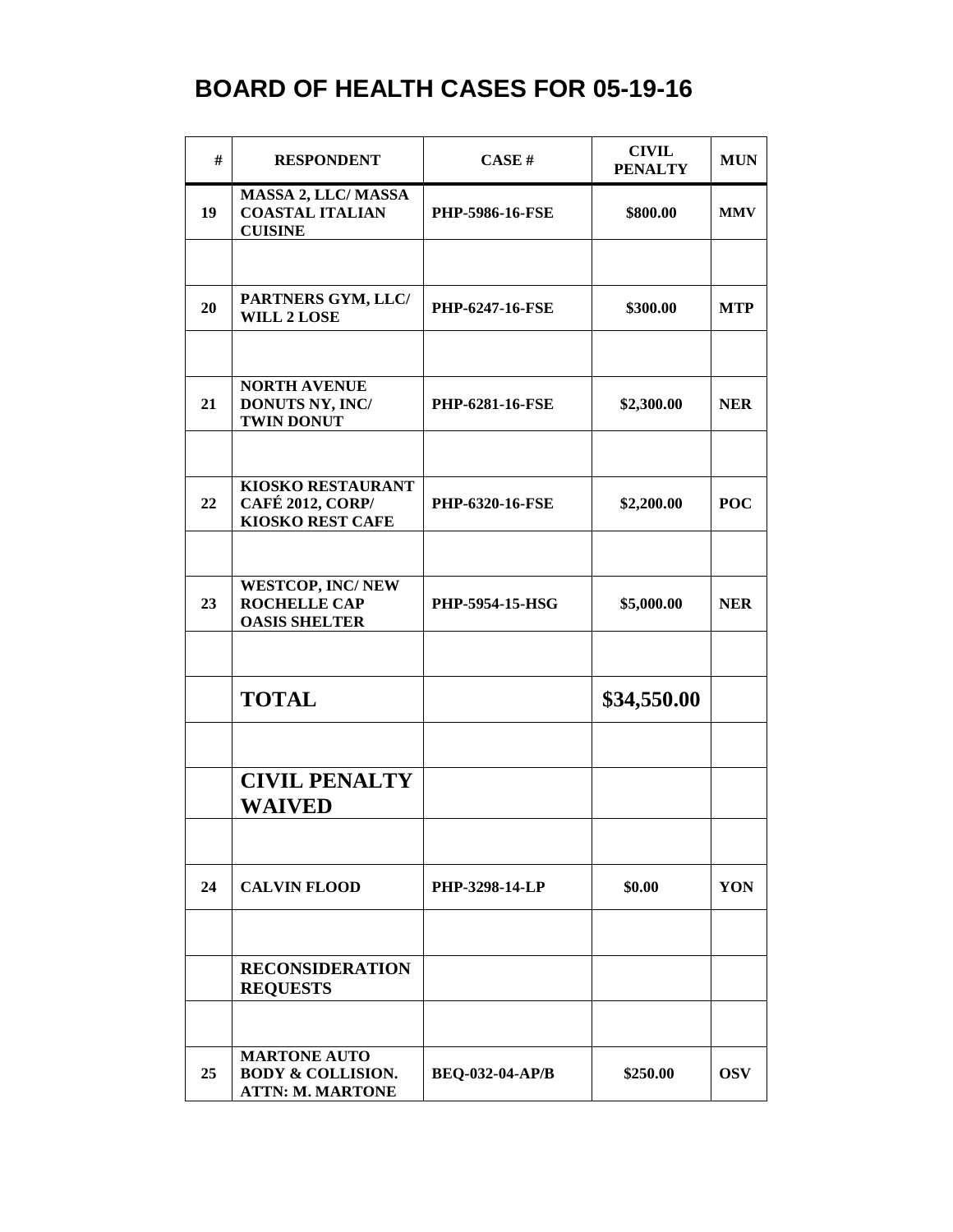# BOARD OF HEALTH CASES FOR 05-19-16

| # | RESPONDENT | CASE # | CIVIL PENALTY | MUN |
|---|---|---|---|---|
| 19 | MASSA 2, LLC/ MASSA COASTAL ITALIAN CUISINE | PHP-5986-16-FSE | $800.00 | MMV |
| | | | | |
| 20 | PARTNERS GYM, LLC/ WILL 2 LOSE | PHP-6247-16-FSE | $300.00 | MTP |
| | | | | |
| 21 | NORTH AVENUE DONUTS NY, INC/ TWIN DONUT | PHP-6281-16-FSE | $2,300.00 | NER |
| | | | | |
| 22 | KIOSKO RESTAURANT CAFÉ 2012, CORP/ KIOSKO REST CAFE | PHP-6320-16-FSE | $2,200.00 | POC |
| | | | | |
| 23 | WESTCOP, INC/ NEW ROCHELLE CAP OASIS SHELTER | PHP-5954-15-HSG | $5,000.00 | NER |
| | | | | |
| | **TOTAL** | | **$34,550.00** | |
| | | | | |
| | **CIVIL PENALTY WAIVED** | | | |
| | | | | |
| 24 | CALVIN FLOOD | PHP-3298-14-LP | $0.00 | YON |
| | | | | |
| | **RECONSIDERATION REQUESTS** | | | |
| | | | | |
| 25 | MARTONE AUTO BODY & COLLISION. ATTN: M. MARTONE | BEQ-032-04-AP/B | $250.00 | OSV |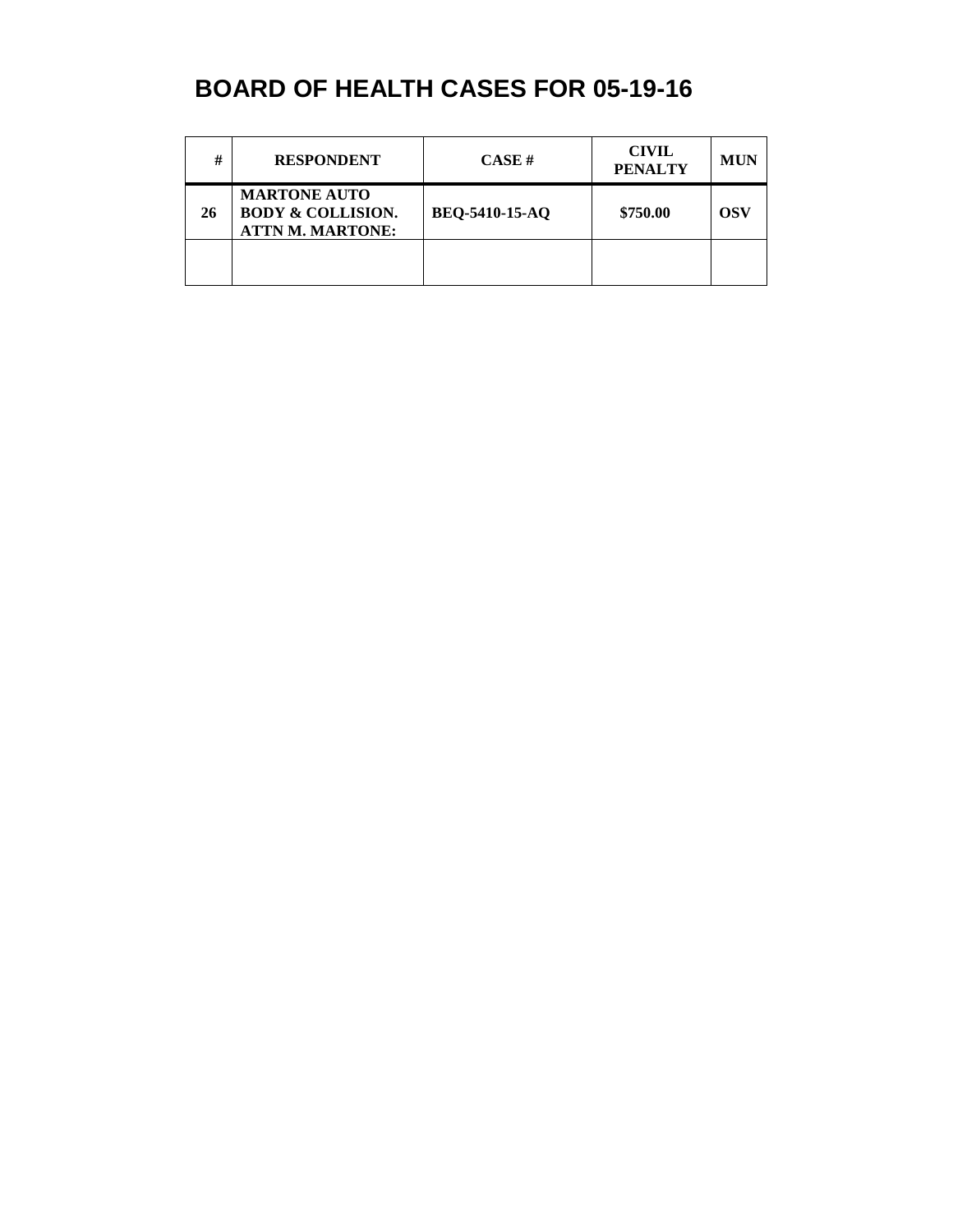# BOARD OF HEALTH CASES FOR 05-19-16

| # | RESPONDENT | CASE # | CIVIL PENALTY | MUN |
|---|---|---|---|---|
| 26 | MARTONE AUTO BODY & COLLISION. ATTN M. MARTONE: | BEQ-5410-15-AQ | $750.00 | OSV |
| | | | | |